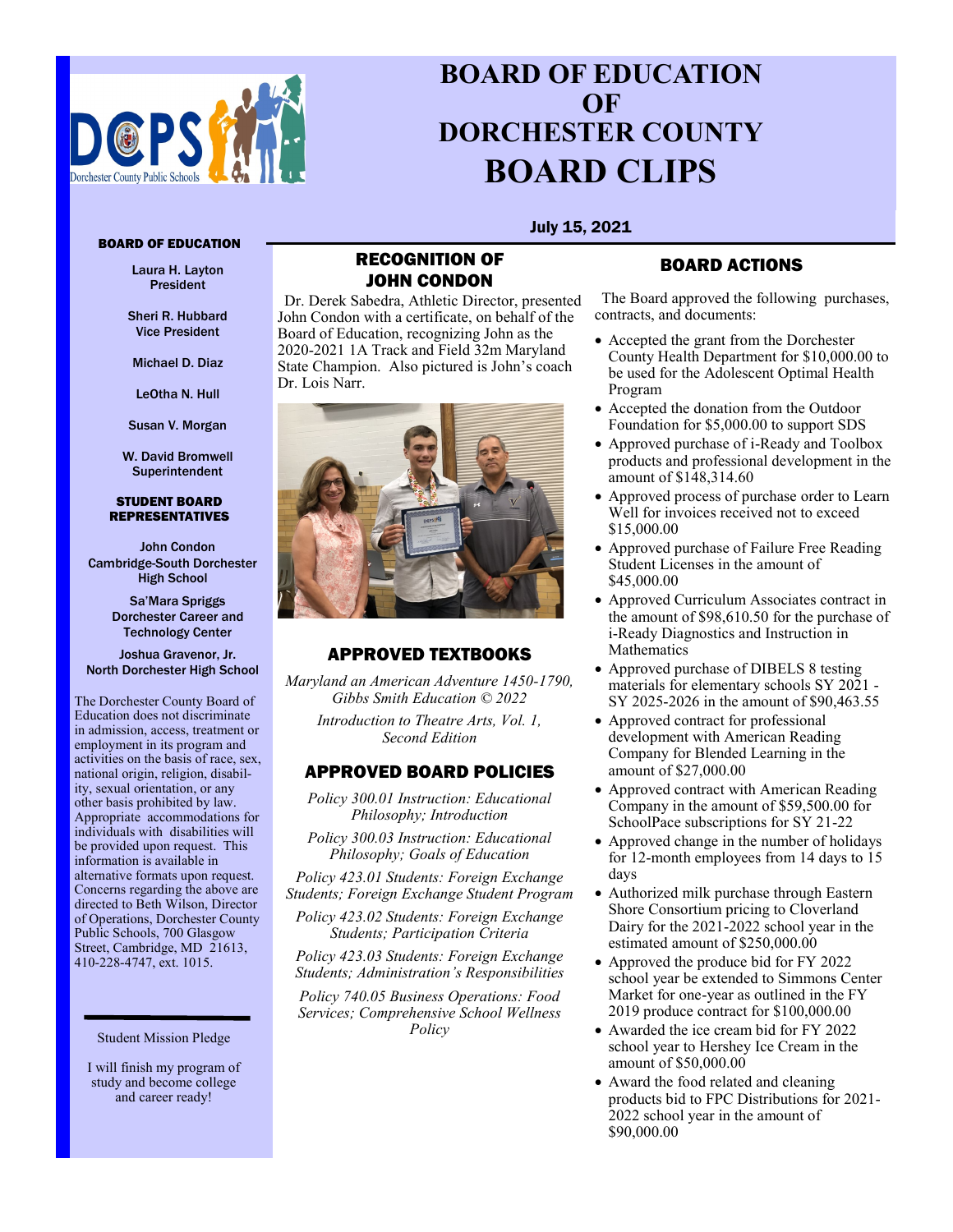# BOARD OF EDUCATION OF DORCHESTER COUNTY

# BOARD CLIPS

**July 15, 2021**

**BOARD OF EDUCATION**

Laura H. Layton
President

Sheri R. Hubbard
Vice President

Michael D. Diaz

LeOtha N. Hull

Susan V. Morgan

W. David Bromwell
Superintendent

**STUDENT BOARD REPRESENTATIVES**

John Condon
Cambridge-South Dorchester High School

Sa'Mara Spriggs
Dorchester Career and Technology Center

Joshua Gravenor, Jr.
North Dorchester High School

The Dorchester County Board of Education does not discriminate in admission, access, treatment or employment in its program and activities on the basis of race, sex, national origin, religion, disability, sexual orientation, or any other basis prohibited by law. Appropriate accommodations for individuals with disabilities will be provided upon request. This information is available in alternative formats upon request. Concerns regarding the above are directed to Beth Wilson, Director of Operations, Dorchester County Public Schools, 700 Glasgow Street, Cambridge, MD 21613, 410-228-4747, ext. 1015.

Student Mission Pledge

I will finish my program of study and become college and career ready!

## RECOGNITION OF JOHN CONDON

Dr. Derek Sabedra, Athletic Director, presented John Condon with a certificate, on behalf of the Board of Education, recognizing John as the 2020-2021 1A Track and Field 32m Maryland State Champion. Also pictured is John's coach Dr. Lois Narr.

## APPROVED TEXTBOOKS

*Maryland an American Adventure 1450-1790, Gibbs Smith Education © 2022*

*Introduction to Theatre Arts, Vol. 1, Second Edition*

## APPROVED BOARD POLICIES

*Policy 300.01 Instruction: Educational Philosophy; Introduction*

*Policy 300.03 Instruction: Educational Philosophy; Goals of Education*

*Policy 423.01 Students: Foreign Exchange Students; Foreign Exchange Student Program*

*Policy 423.02 Students: Foreign Exchange Students; Participation Criteria*

*Policy 423.03 Students: Foreign Exchange Students; Administration's Responsibilities*

*Policy 740.05 Business Operations: Food Services; Comprehensive School Wellness Policy*

## BOARD ACTIONS

The Board approved the following purchases, contracts, and documents:

- Accepted the grant from the Dorchester County Health Department for $10,000.00 to be used for the Adolescent Optimal Health Program
- Accepted the donation from the Outdoor Foundation for $5,000.00 to support SDS
- Approved purchase of i-Ready and Toolbox products and professional development in the amount of $148,314.60
- Approved process of purchase order to Learn Well for invoices received not to exceed $15,000.00
- Approved purchase of Failure Free Reading Student Licenses in the amount of $45,000.00
- Approved Curriculum Associates contract in the amount of $98,610.50 for the purchase of i-Ready Diagnostics and Instruction in Mathematics
- Approved purchase of DIBELS 8 testing materials for elementary schools SY 2021 - SY 2025-2026 in the amount of $90,463.55
- Approved contract for professional development with American Reading Company for Blended Learning in the amount of $27,000.00
- Approved contract with American Reading Company in the amount of $59,500.00 for SchoolPace subscriptions for SY 21-22
- Approved change in the number of holidays for 12-month employees from 14 days to 15 days
- Authorized milk purchase through Eastern Shore Consortium pricing to Cloverland Dairy for the 2021-2022 school year in the estimated amount of $250,000.00
- Approved the produce bid for FY 2022 school year be extended to Simmons Center Market for one-year as outlined in the FY 2019 produce contract for $100,000.00
- Awarded the ice cream bid for FY 2022 school year to Hershey Ice Cream in the amount of $50,000.00
- Award the food related and cleaning products bid to FPC Distributions for 2021-2022 school year in the amount of $90,000.00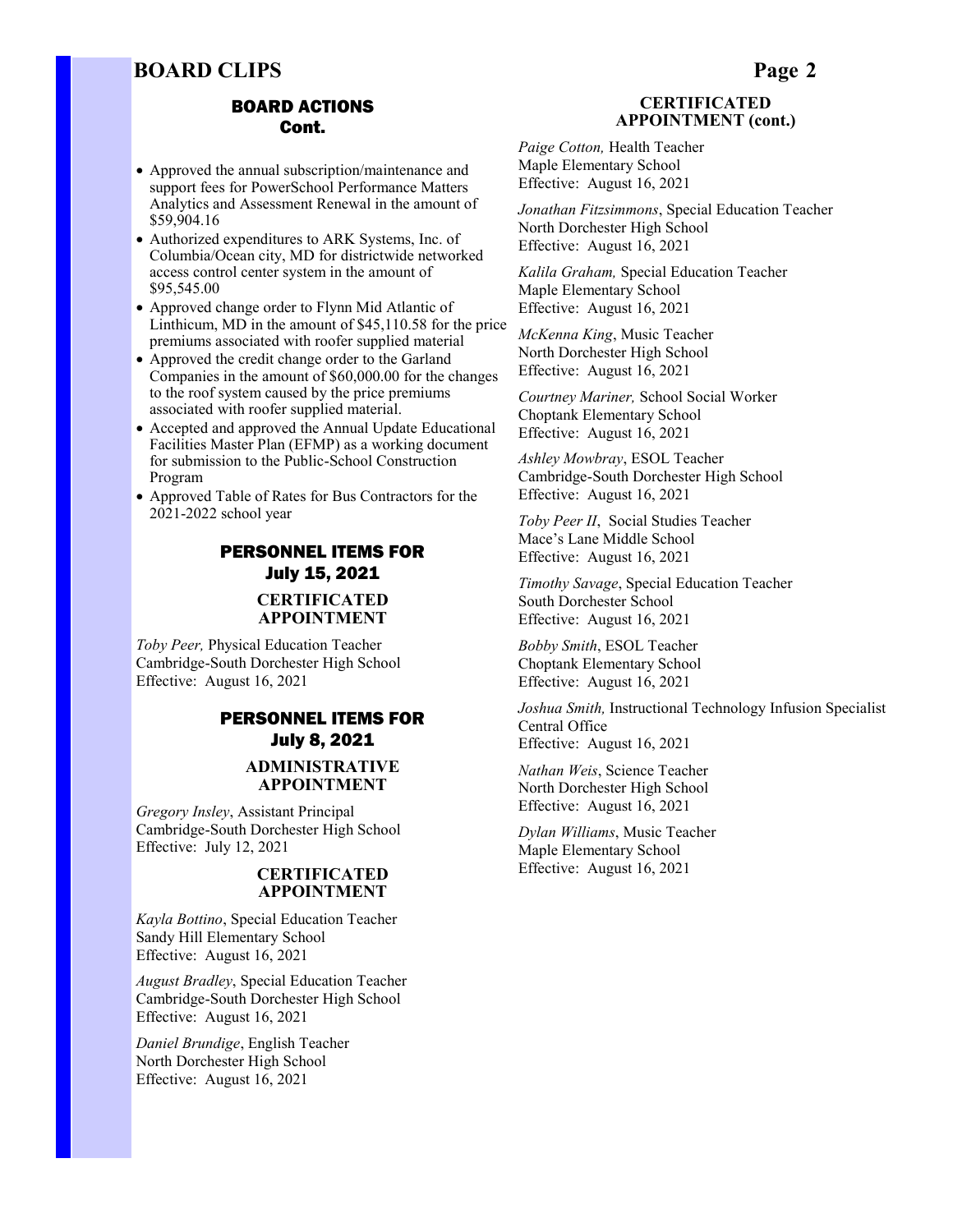## BOARD ACTIONS Cont.

- Approved the annual subscription/maintenance and support fees for PowerSchool Performance Matters Analytics and Assessment Renewal in the amount of $59,904.16
- Authorized expenditures to ARK Systems, Inc. of Columbia/Ocean city, MD for districtwide networked access control center system in the amount of $95,545.00
- Approved change order to Flynn Mid Atlantic of Linthicum, MD in the amount of $45,110.58 for the price premiums associated with roofer supplied material
- Approved the credit change order to the Garland Companies in the amount of $60,000.00 for the changes to the roof system caused by the price premiums associated with roofer supplied material.
- Accepted and approved the Annual Update Educational Facilities Master Plan (EFMP) as a working document for submission to the Public-School Construction Program
- Approved Table of Rates for Bus Contractors for the 2021-2022 school year

## PERSONNEL ITEMS FOR July 15, 2021

### CERTIFICATED APPOINTMENT

*Toby Peer,* Physical Education Teacher
Cambridge-South Dorchester High School
Effective: August 16, 2021

## PERSONNEL ITEMS FOR July 8, 2021

### ADMINISTRATIVE APPOINTMENT

*Gregory Insley*, Assistant Principal
Cambridge-South Dorchester High School
Effective: July 12, 2021

### CERTIFICATED APPOINTMENT

*Kayla Bottino*, Special Education Teacher
Sandy Hill Elementary School
Effective: August 16, 2021

*August Bradley*, Special Education Teacher
Cambridge-South Dorchester High School
Effective: August 16, 2021

*Daniel Brundige*, English Teacher
North Dorchester High School
Effective: August 16, 2021

### CERTIFICATED APPOINTMENT (cont.)

*Paige Cotton,* Health Teacher
Maple Elementary School
Effective: August 16, 2021

*Jonathan Fitzsimmons*, Special Education Teacher
North Dorchester High School
Effective: August 16, 2021

*Kalila Graham,* Special Education Teacher
Maple Elementary School
Effective: August 16, 2021

*McKenna King*, Music Teacher
North Dorchester High School
Effective: August 16, 2021

*Courtney Mariner,* School Social Worker
Choptank Elementary School
Effective: August 16, 2021

*Ashley Mowbray*, ESOL Teacher
Cambridge-South Dorchester High School
Effective: August 16, 2021

*Toby Peer II*, Social Studies Teacher
Mace's Lane Middle School
Effective: August 16, 2021

*Timothy Savage*, Special Education Teacher
South Dorchester School
Effective: August 16, 2021

*Bobby Smith*, ESOL Teacher
Choptank Elementary School
Effective: August 16, 2021

*Joshua Smith,* Instructional Technology Infusion Specialist
Central Office
Effective: August 16, 2021

*Nathan Weis*, Science Teacher
North Dorchester High School
Effective: August 16, 2021

*Dylan Williams*, Music Teacher
Maple Elementary School
Effective: August 16, 2021